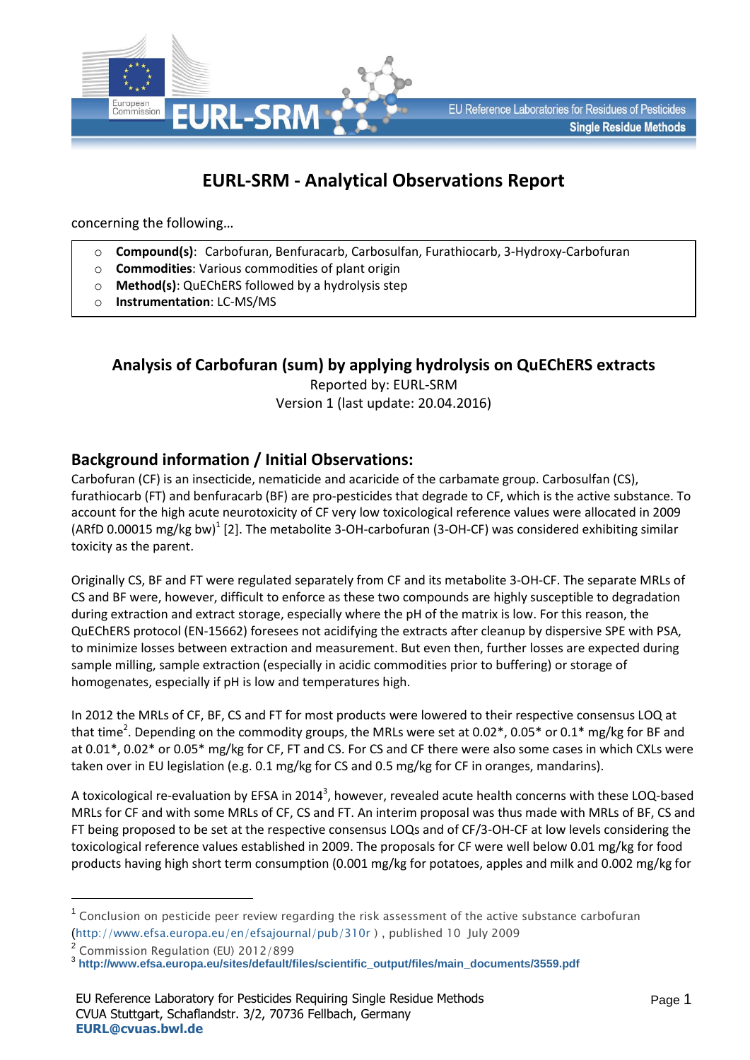# EURL-SRM - Analytical Observations Report

concerning the following…

- **Compound(s)**: Carbofuran, Benfuracarb, Carbosulfan, Furathiocarb, 3-Hydroxy-Carbofuran
- **Commodities**: Various commodities of plant origin
- **Method(s)**: QuEChERS followed by a hydrolysis step
- **Instrumentation**: LC-MS/MS

## Analysis of Carbofuran (sum) by applying hydrolysis on QuEChERS extracts

Reported by: EURL-SRM
Version 1 (last update: 20.04.2016)

## Background information / Initial Observations:

Carbofuran (CF) is an insecticide, nematicide and acaricide of the carbamate group. Carbosulfan (CS), furathiocarb (FT) and benfuracarb (BF) are pro-pesticides that degrade to CF, which is the active substance. To account for the high acute neurotoxicity of CF very low toxicological reference values were allocated in 2009 (ARfD 0.00015 mg/kg bw)[1] [2]. The metabolite 3-OH-carbofuran (3-OH-CF) was considered exhibiting similar toxicity as the parent.

Originally CS, BF and FT were regulated separately from CF and its metabolite 3-OH-CF. The separate MRLs of CS and BF were, however, difficult to enforce as these two compounds are highly susceptible to degradation during extraction and extract storage, especially where the pH of the matrix is low. For this reason, the QuEChERS protocol (EN-15662) foresees not acidifying the extracts after cleanup by dispersive SPE with PSA, to minimize losses between extraction and measurement. But even then, further losses are expected during sample milling, sample extraction (especially in acidic commodities prior to buffering) or storage of homogenates, especially if pH is low and temperatures high.

In 2012 the MRLs of CF, BF, CS and FT for most products were lowered to their respective consensus LOQ at that time[2]. Depending on the commodity groups, the MRLs were set at 0.02*, 0.05* or 0.1* mg/kg for BF and at 0.01*, 0.02* or 0.05* mg/kg for CF, FT and CS. For CS and CF there were also some cases in which CXLs were taken over in EU legislation (e.g. 0.1 mg/kg for CS and 0.5 mg/kg for CF in oranges, mandarins).

A toxicological re-evaluation by EFSA in 2014[3], however, revealed acute health concerns with these LOQ-based MRLs for CF and with some MRLs of CF, CS and FT. An interim proposal was thus made with MRLs of BF, CS and FT being proposed to be set at the respective consensus LOQs and of CF/3-OH-CF at low levels considering the toxicological reference values established in 2009. The proposals for CF were well below 0.01 mg/kg for food products having high short term consumption (0.001 mg/kg for potatoes, apples and milk and 0.002 mg/kg for

---

[1] Conclusion on pesticide peer review regarding the risk assessment of the active substance carbofuran (http://www.efsa.europa.eu/en/efsajournal/pub/310r ) , published 10 July 2009

[2] Commission Regulation (EU) 2012/899

[3] **http://www.efsa.europa.eu/sites/default/files/scientific_output/files/main_documents/3559.pdf**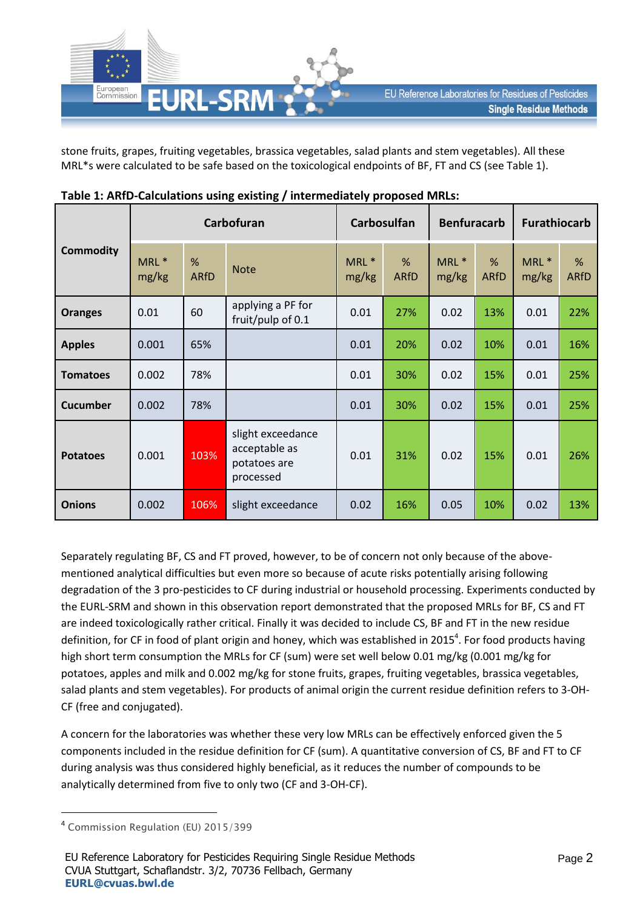stone fruits, grapes, fruiting vegetables, brassica vegetables, salad plants and stem vegetables). All these MRL*s were calculated to be safe based on the toxicological endpoints of BF, FT and CS (see Table 1).

**Table 1: ARfD-Calculations using existing / intermediately proposed MRLs:**

| Commodity | Carbofuran | | | Carbosulfan | | Benfuracarb | | Furathiocarb | |
|---|---|---|---|---|---|---|---|---|---|
| | MRL * mg/kg | % ARfD | Note | MRL * mg/kg | % ARfD | MRL * mg/kg | % ARfD | MRL * mg/kg | % ARfD |
| **Oranges** | 0.01 | 60 | applying a PF for fruit/pulp of 0.1 | 0.01 | 27% | 0.02 | 13% | 0.01 | 22% |
| **Apples** | 0.001 | 65% | | 0.01 | 20% | 0.02 | 10% | 0.01 | 16% |
| **Tomatoes** | 0.002 | 78% | | 0.01 | 30% | 0.02 | 15% | 0.01 | 25% |
| **Cucumber** | 0.002 | 78% | | 0.01 | 30% | 0.02 | 15% | 0.01 | 25% |
| **Potatoes** | 0.001 | 103% | slight exceedance acceptable as potatoes are processed | 0.01 | 31% | 0.02 | 15% | 0.01 | 26% |
| **Onions** | 0.002 | 106% | slight exceedance | 0.02 | 16% | 0.05 | 10% | 0.02 | 13% |

Separately regulating BF, CS and FT proved, however, to be of concern not only because of the above-mentioned analytical difficulties but even more so because of acute risks potentially arising following degradation of the 3 pro-pesticides to CF during industrial or household processing. Experiments conducted by the EURL-SRM and shown in this observation report demonstrated that the proposed MRLs for BF, CS and FT are indeed toxicologically rather critical. Finally it was decided to include CS, BF and FT in the new residue definition, for CF in food of plant origin and honey, which was established in 2015[4]. For food products having high short term consumption the MRLs for CF (sum) were set well below 0.01 mg/kg (0.001 mg/kg for potatoes, apples and milk and 0.002 mg/kg for stone fruits, grapes, fruiting vegetables, brassica vegetables, salad plants and stem vegetables). For products of animal origin the current residue definition refers to 3-OH-CF (free and conjugated).

A concern for the laboratories was whether these very low MRLs can be effectively enforced given the 5 components included in the residue definition for CF (sum). A quantitative conversion of CS, BF and FT to CF during analysis was thus considered highly beneficial, as it reduces the number of compounds to be analytically determined from five to only two (CF and 3-OH-CF).

[4] Commission Regulation (EU) 2015/399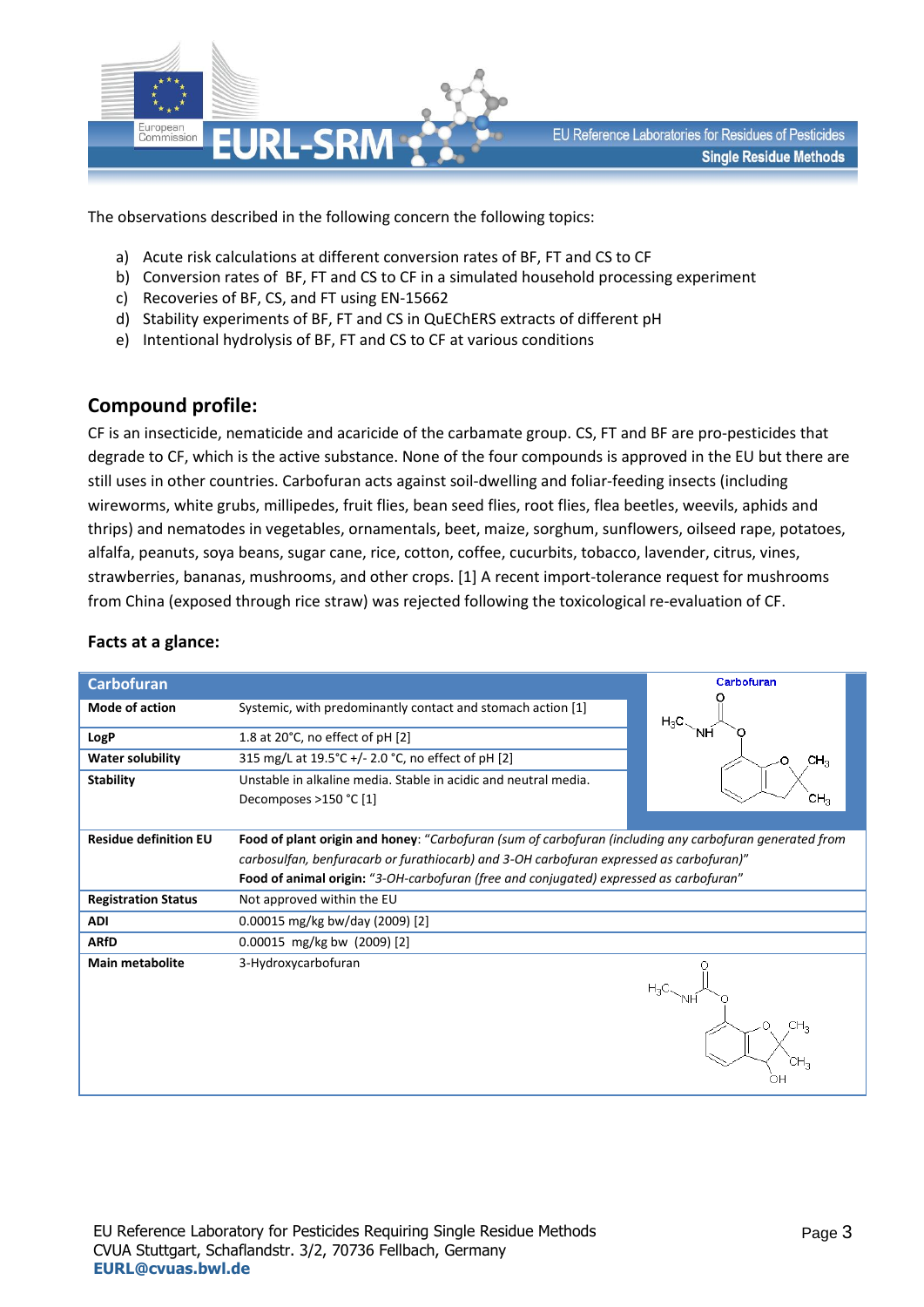The observations described in the following concern the following topics:

a) Acute risk calculations at different conversion rates of BF, FT and CS to CF
b) Conversion rates of BF, FT and CS to CF in a simulated household processing experiment
c) Recoveries of BF, CS, and FT using EN-15662
d) Stability experiments of BF, FT and CS in QuEChERS extracts of different pH
e) Intentional hydrolysis of BF, FT and CS to CF at various conditions

## Compound profile:

CF is an insecticide, nematicide and acaricide of the carbamate group. CS, FT and BF are pro-pesticides that degrade to CF, which is the active substance. None of the four compounds is approved in the EU but there are still uses in other countries. Carbofuran acts against soil-dwelling and foliar-feeding insects (including wireworms, white grubs, millipedes, fruit flies, bean seed flies, root flies, flea beetles, weevils, aphids and thrips) and nematodes in vegetables, ornamentals, beet, maize, sorghum, sunflowers, oilseed rape, potatoes, alfalfa, peanuts, soya beans, sugar cane, rice, cotton, coffee, cucurbits, tobacco, lavender, citrus, vines, strawberries, bananas, mushrooms, and other crops. [1] A recent import-tolerance request for mushrooms from China (exposed through rice straw) was rejected following the toxicological re-evaluation of CF.

### Facts at a glance:

| Carbofuran | | |
|---|---|---|
| **Mode of action** | Systemic, with predominantly contact and stomach action [1] | Carbofuran |
| **LogP** | 1.8 at 20°C, no effect of pH [2] | |
| **Water solubility** | 315 mg/L at 19.5°C +/- 2.0 °C, no effect of pH [2] | |
| **Stability** | Unstable in alkaline media. Stable in acidic and neutral media. Decomposes >150 °C [1] | |
| **Residue definition EU** | **Food of plant origin and honey**: *"Carbofuran (sum of carbofuran (including any carbofuran generated from carbosulfan, benfuracarb or furathiocarb) and 3-OH carbofuran expressed as carbofuran)"* **Food of animal origin:** *"3-OH-carbofuran (free and conjugated) expressed as carbofuran"* | |
| **Registration Status** | Not approved within the EU | |
| **ADI** | 0.00015 mg/kg bw/day (2009) [2] | |
| **ARfD** | 0.00015 mg/kg bw (2009) [2] | |
| **Main metabolite** | 3-Hydroxycarbofuran | |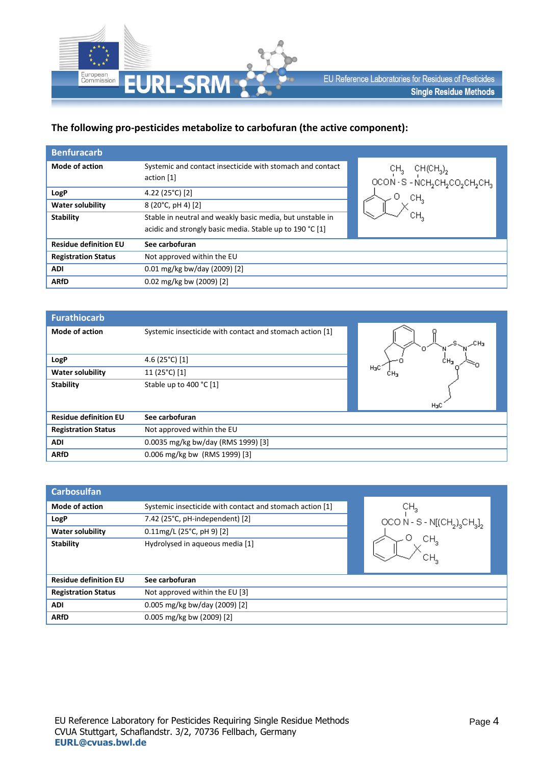### The following pro-pesticides metabolize to carbofuran (the active component):

| Benfuracarb | |
|---|---|
| **Mode of action** | Systemic and contact insecticide with stomach and contact action [1] |
| **LogP** | 4.22 (25°C) [2] |
| **Water solubility** | 8 (20°C, pH 4) [2] |
| **Stability** | Stable in neutral and weakly basic media, but unstable in acidic and strongly basic media. Stable up to 190 °C [1] |
| **Residue definition EU** | **See carbofuran** |
| **Registration Status** | Not approved within the EU |
| **ADI** | 0.01 mg/kg bw/day (2009) [2] |
| **ARfD** | 0.02 mg/kg bw (2009) [2] |

| Furathiocarb | |
|---|---|
| **Mode of action** | Systemic insecticide with contact and stomach action [1] |
| **LogP** | 4.6 (25°C) [1] |
| **Water solubility** | 11 (25°C) [1] |
| **Stability** | Stable up to 400 °C [1] |
| **Residue definition EU** | **See carbofuran** |
| **Registration Status** | Not approved within the EU |
| **ADI** | 0.0035 mg/kg bw/day (RMS 1999) [3] |
| **ARfD** | 0.006 mg/kg bw (RMS 1999) [3] |

| Carbosulfan | |
|---|---|
| **Mode of action** | Systemic insecticide with contact and stomach action [1] |
| **LogP** | 7.42 (25°C, pH-independent) [2] |
| **Water solubility** | 0.11mg/L (25°C, pH 9) [2] |
| **Stability** | Hydrolysed in aqueous media [1] |
| **Residue definition EU** | **See carbofuran** |
| **Registration Status** | Not approved within the EU [3] |
| **ADI** | 0.005 mg/kg bw/day (2009) [2] |
| **ARfD** | 0.005 mg/kg bw (2009) [2] |

EU Reference Laboratory for Pesticides Requiring Single Residue Methods
CVUA Stuttgart, Schaflandstr. 3/2, 70736 Fellbach, Germany
**EURL@cvuas.bwl.de**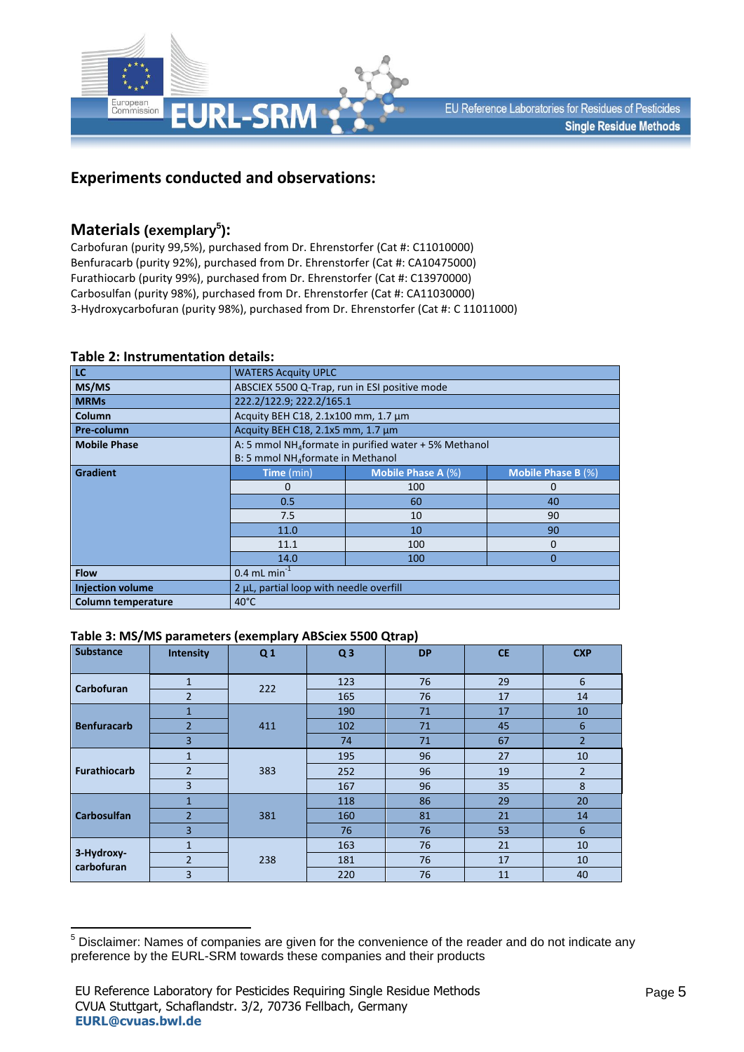## Experiments conducted and observations:

### Materials (exemplary[5]):

Carbofuran (purity 99,5%), purchased from Dr. Ehrenstorfer (Cat #: C11010000)
Benfuracarb (purity 92%), purchased from Dr. Ehrenstorfer (Cat #: CA10475000)
Furathiocarb (purity 99%), purchased from Dr. Ehrenstorfer (Cat #: C13970000)
Carbosulfan (purity 98%), purchased from Dr. Ehrenstorfer (Cat #: CA11030000)
3-Hydroxycarbofuran (purity 98%), purchased from Dr. Ehrenstorfer (Cat #: C 11011000)

**Table 2: Instrumentation details:**

| LC | WATERS Acquity UPLC | | |
|---|---|---|---|
| MS/MS | ABSCIEX 5500 Q-Trap, run in ESI positive mode | | |
| MRMs | 222.2/122.9; 222.2/165.1 | | |
| Column | Acquity BEH C18, 2.1x100 mm, 1.7 µm | | |
| Pre-column | Acquity BEH C18, 2.1x5 mm, 1.7 µm | | |
| Mobile Phase | A: 5 mmol $NH_4$formate in purified water + 5% Methanol<br>B: 5 mmol $NH_4$formate in Methanol | | |
| Gradient | Time (min) | Mobile Phase A (%) | Mobile Phase B (%) |
| | 0 | 100 | 0 |
| | 0.5 | 60 | 40 |
| | 7.5 | 10 | 90 |
| | 11.0 | 10 | 90 |
| | 11.1 | 100 | 0 |
| | 14.0 | 100 | 0 |
| Flow | 0.4 mL $min^{-1}$ | | |
| Injection volume | 2 µL, partial loop with needle overfill | | |
| Column temperature | 40°C | | |

**Table 3: MS/MS parameters (exemplary ABSciex 5500 Qtrap)**

| Substance | Intensity | Q 1 | Q 3 | DP | CE | CXP |
|---|---|---|---|---|---|---|
| Carbofuran | 1 | 222 | 123 | 76 | 29 | 6 |
| | 2 | | 165 | 76 | 17 | 14 |
| Benfuracarb | 1 | 411 | 190 | 71 | 17 | 10 |
| | 2 | | 102 | 71 | 45 | 6 |
| | 3 | | 74 | 71 | 67 | 2 |
| Furathiocarb | 1 | 383 | 195 | 96 | 27 | 10 |
| | 2 | | 252 | 96 | 19 | 2 |
| | 3 | | 167 | 96 | 35 | 8 |
| Carbosulfan | 1 | 381 | 118 | 86 | 29 | 20 |
| | 2 | | 160 | 81 | 21 | 14 |
| | 3 | | 76 | 76 | 53 | 6 |
| 3-Hydroxy-carbofuran | 1 | 238 | 163 | 76 | 21 | 10 |
| | 2 | | 181 | 76 | 17 | 10 |
| | 3 | | 220 | 76 | 11 | 40 |

[5] Disclaimer: Names of companies are given for the convenience of the reader and do not indicate any preference by the EURL-SRM towards these companies and their products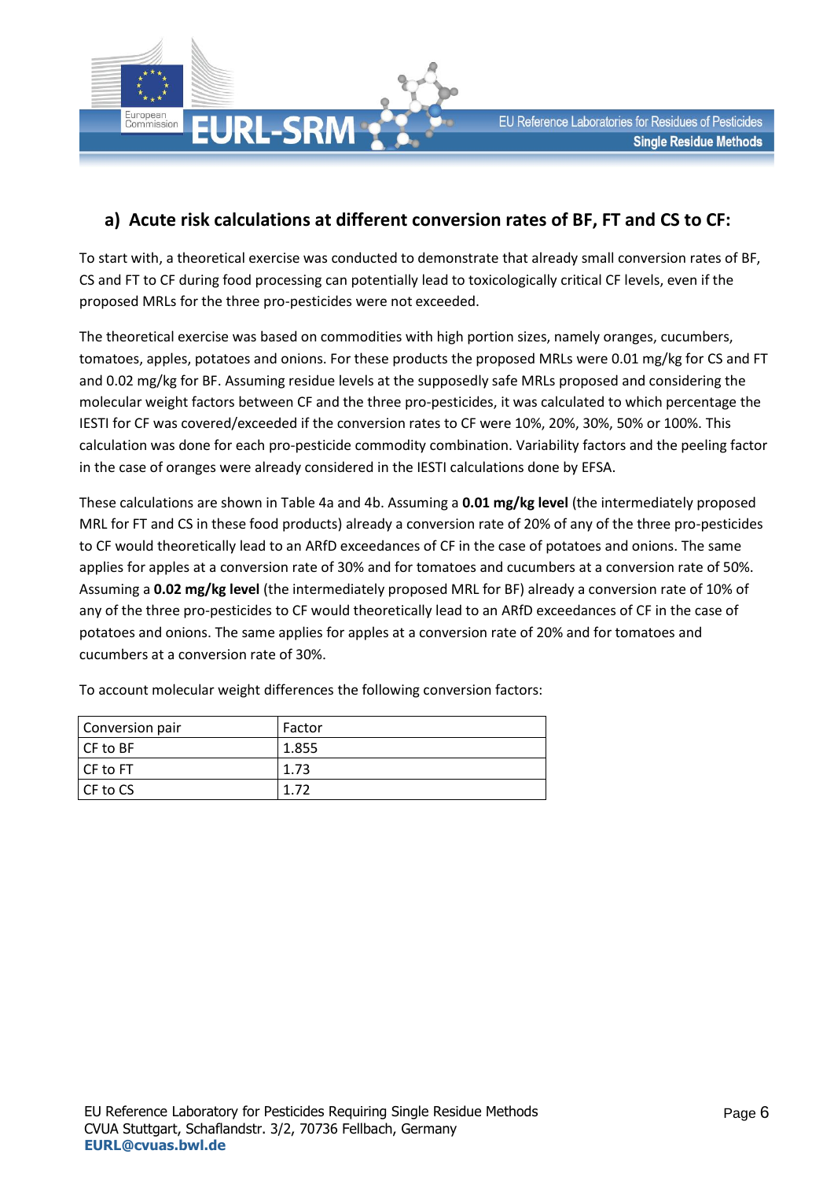## a) Acute risk calculations at different conversion rates of BF, FT and CS to CF:

To start with, a theoretical exercise was conducted to demonstrate that already small conversion rates of BF, CS and FT to CF during food processing can potentially lead to toxicologically critical CF levels, even if the proposed MRLs for the three pro-pesticides were not exceeded.

The theoretical exercise was based on commodities with high portion sizes, namely oranges, cucumbers, tomatoes, apples, potatoes and onions. For these products the proposed MRLs were 0.01 mg/kg for CS and FT and 0.02 mg/kg for BF. Assuming residue levels at the supposedly safe MRLs proposed and considering the molecular weight factors between CF and the three pro-pesticides, it was calculated to which percentage the IESTI for CF was covered/exceeded if the conversion rates to CF were 10%, 20%, 30%, 50% or 100%. This calculation was done for each pro-pesticide commodity combination. Variability factors and the peeling factor in the case of oranges were already considered in the IESTI calculations done by EFSA.

These calculations are shown in Table 4a and 4b. Assuming a **0.01 mg/kg level** (the intermediately proposed MRL for FT and CS in these food products) already a conversion rate of 20% of any of the three pro-pesticides to CF would theoretically lead to an ARfD exceedances of CF in the case of potatoes and onions. The same applies for apples at a conversion rate of 30% and for tomatoes and cucumbers at a conversion rate of 50%. Assuming a **0.02 mg/kg level** (the intermediately proposed MRL for BF) already a conversion rate of 10% of any of the three pro-pesticides to CF would theoretically lead to an ARfD exceedances of CF in the case of potatoes and onions. The same applies for apples at a conversion rate of 20% and for tomatoes and cucumbers at a conversion rate of 30%.

To account molecular weight differences the following conversion factors:

| Conversion pair | Factor |
|---|---|
| CF to BF | 1.855 |
| CF to FT | 1.73 |
| CF to CS | 1.72 |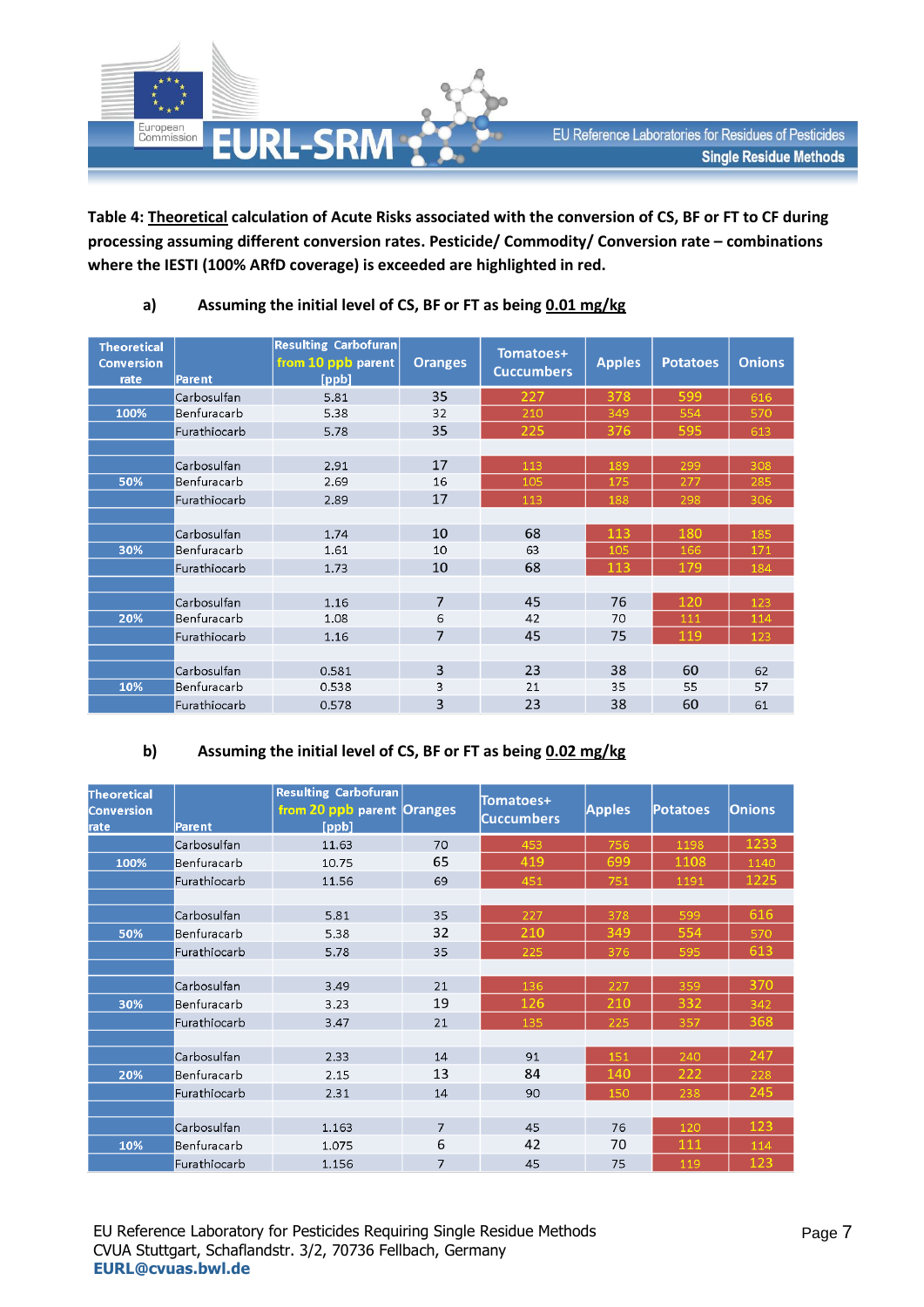**Table 4: Theoretical calculation of Acute Risks associated with the conversion of CS, BF or FT to CF during processing assuming different conversion rates. Pesticide/ Commodity/ Conversion rate – combinations where the IESTI (100% ARfD coverage) is exceeded are highlighted in red.**

**a) Assuming the initial level of CS, BF or FT as being 0.01 mg/kg**

| Theoretical Conversion rate | Parent | Resulting Carbofuran from 10 ppb parent [ppb] | Oranges | Tomatoes+ Cuccumbers | Apples | Potatoes | Onions |
|---|---|---|---|---|---|---|---|
| 100% | Carbosulfan | 5.81 | 35 | 227 | 378 | 599 | 616 |
| | Benfuracarb | 5.38 | 32 | 210 | 349 | 554 | 570 |
| | Furathiocarb | 5.78 | 35 | 225 | 376 | 595 | 613 |
| 50% | Carbosulfan | 2.91 | 17 | 113 | 189 | 299 | 308 |
| | Benfuracarb | 2.69 | 16 | 105 | 175 | 277 | 285 |
| | Furathiocarb | 2.89 | 17 | 113 | 188 | 298 | 306 |
| 30% | Carbosulfan | 1.74 | 10 | 68 | 113 | 180 | 185 |
| | Benfuracarb | 1.61 | 10 | 63 | 105 | 166 | 171 |
| | Furathiocarb | 1.73 | 10 | 68 | 113 | 179 | 184 |
| 20% | Carbosulfan | 1.16 | 7 | 45 | 76 | 120 | 123 |
| | Benfuracarb | 1.08 | 6 | 42 | 70 | 111 | 114 |
| | Furathiocarb | 1.16 | 7 | 45 | 75 | 119 | 123 |
| 10% | Carbosulfan | 0.581 | 3 | 23 | 38 | 60 | 62 |
| | Benfuracarb | 0.538 | 3 | 21 | 35 | 55 | 57 |
| | Furathiocarb | 0.578 | 3 | 23 | 38 | 60 | 61 |

**b) Assuming the initial level of CS, BF or FT as being 0.02 mg/kg**

| Theoretical Conversion rate | Parent | Resulting Carbofuran from 20 ppb parent [ppb] | Oranges | Tomatoes+ Cuccumbers | Apples | Potatoes | Onions |
|---|---|---|---|---|---|---|---|
| 100% | Carbosulfan | 11.63 | 70 | 453 | 756 | 1198 | 1233 |
| | Benfuracarb | 10.75 | 65 | 419 | 699 | 1108 | 1140 |
| | Furathiocarb | 11.56 | 69 | 451 | 751 | 1191 | 1225 |
| 50% | Carbosulfan | 5.81 | 35 | 227 | 378 | 599 | 616 |
| | Benfuracarb | 5.38 | 32 | 210 | 349 | 554 | 570 |
| | Furathiocarb | 5.78 | 35 | 225 | 376 | 595 | 613 |
| 30% | Carbosulfan | 3.49 | 21 | 136 | 227 | 359 | 370 |
| | Benfuracarb | 3.23 | 19 | 126 | 210 | 332 | 342 |
| | Furathiocarb | 3.47 | 21 | 135 | 225 | 357 | 368 |
| 20% | Carbosulfan | 2.33 | 14 | 91 | 151 | 240 | 247 |
| | Benfuracarb | 2.15 | 13 | 84 | 140 | 222 | 228 |
| | Furathiocarb | 2.31 | 14 | 90 | 150 | 238 | 245 |
| 10% | Carbosulfan | 1.163 | 7 | 45 | 76 | 120 | 123 |
| | Benfuracarb | 1.075 | 6 | 42 | 70 | 111 | 114 |
| | Furathiocarb | 1.156 | 7 | 45 | 75 | 119 | 123 |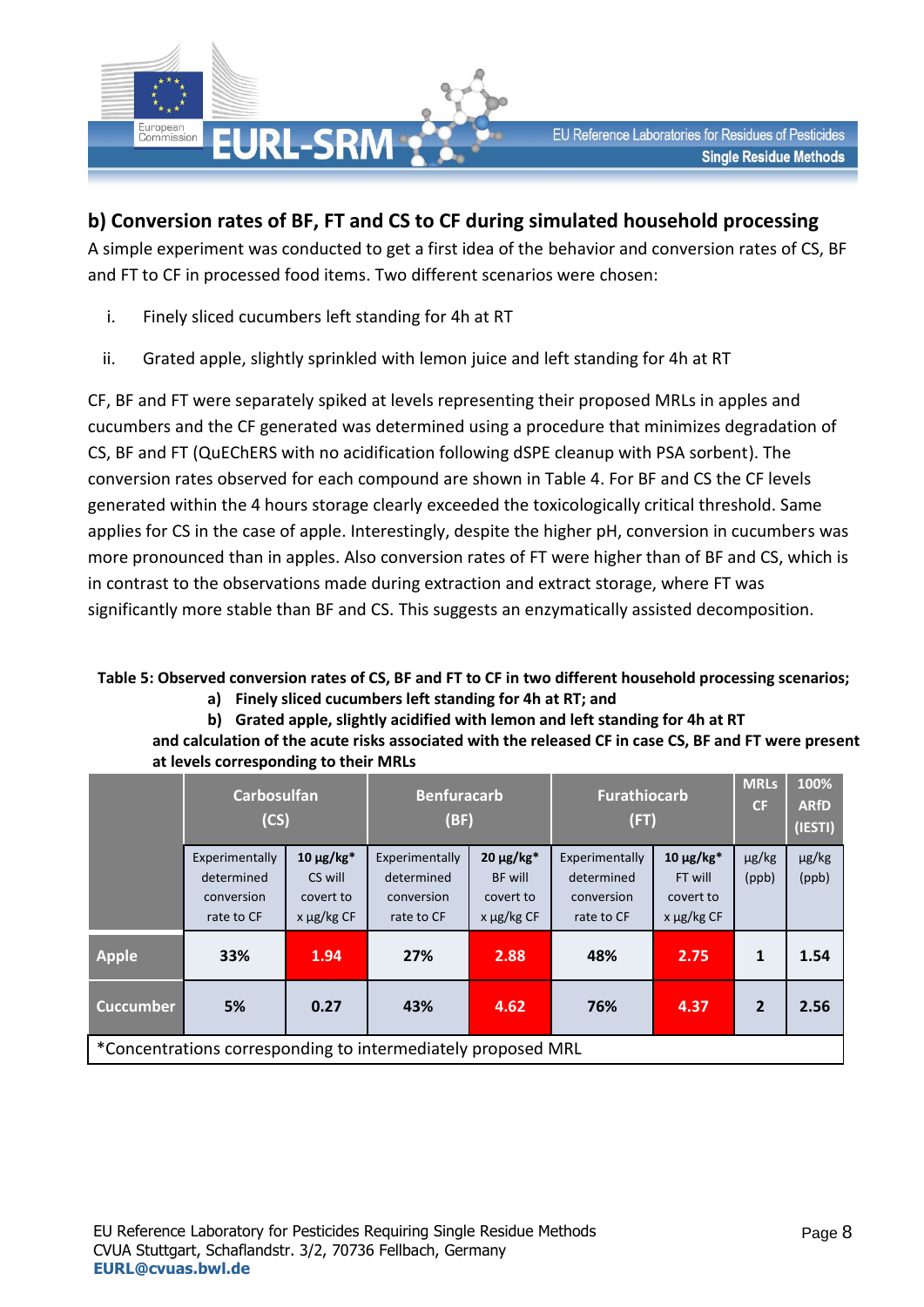## b) Conversion rates of BF, FT and CS to CF during simulated household processing

A simple experiment was conducted to get a first idea of the behavior and conversion rates of CS, BF and FT to CF in processed food items. Two different scenarios were chosen:

i. Finely sliced cucumbers left standing for 4h at RT

ii. Grated apple, slightly sprinkled with lemon juice and left standing for 4h at RT

CF, BF and FT were separately spiked at levels representing their proposed MRLs in apples and cucumbers and the CF generated was determined using a procedure that minimizes degradation of CS, BF and FT (QuEChERS with no acidification following dSPE cleanup with PSA sorbent). The conversion rates observed for each compound are shown in Table 4. For BF and CS the CF levels generated within the 4 hours storage clearly exceeded the toxicologically critical threshold. Same applies for CS in the case of apple. Interestingly, despite the higher pH, conversion in cucumbers was more pronounced than in apples. Also conversion rates of FT were higher than of BF and CS, which is in contrast to the observations made during extraction and extract storage, where FT was significantly more stable than BF and CS. This suggests an enzymatically assisted decomposition.

**Table 5: Observed conversion rates of CS, BF and FT to CF in two different household processing scenarios;**
**a) Finely sliced cucumbers left standing for 4h at RT; and**
**b) Grated apple, slightly acidified with lemon and left standing for 4h at RT**
**and calculation of the acute risks associated with the released CF in case CS, BF and FT were present at levels corresponding to their MRLs**

| | Carbosulfan (CS) | | Benfuracarb (BF) | | Furathiocarb (FT) | | MRLs CF | 100% ARfD (IESTI) |
|---|---|---|---|---|---|---|---|---|
| | Experimentally determined conversion rate to CF | 10 µg/kg* CS will covert to x µg/kg CF | Experimentally determined conversion rate to CF | 20 µg/kg* BF will covert to x µg/kg CF | Experimentally determined conversion rate to CF | 10 µg/kg* FT will covert to x µg/kg CF | µg/kg (ppb) | µg/kg (ppb) |
| **Apple** | **33%** | **1.94** | **27%** | **2.88** | **48%** | **2.75** | **1** | **1.54** |
| **Cuccumber** | **5%** | **0.27** | **43%** | **4.62** | **76%** | **4.37** | **2** | **2.56** |

*Concentrations corresponding to intermediately proposed MRL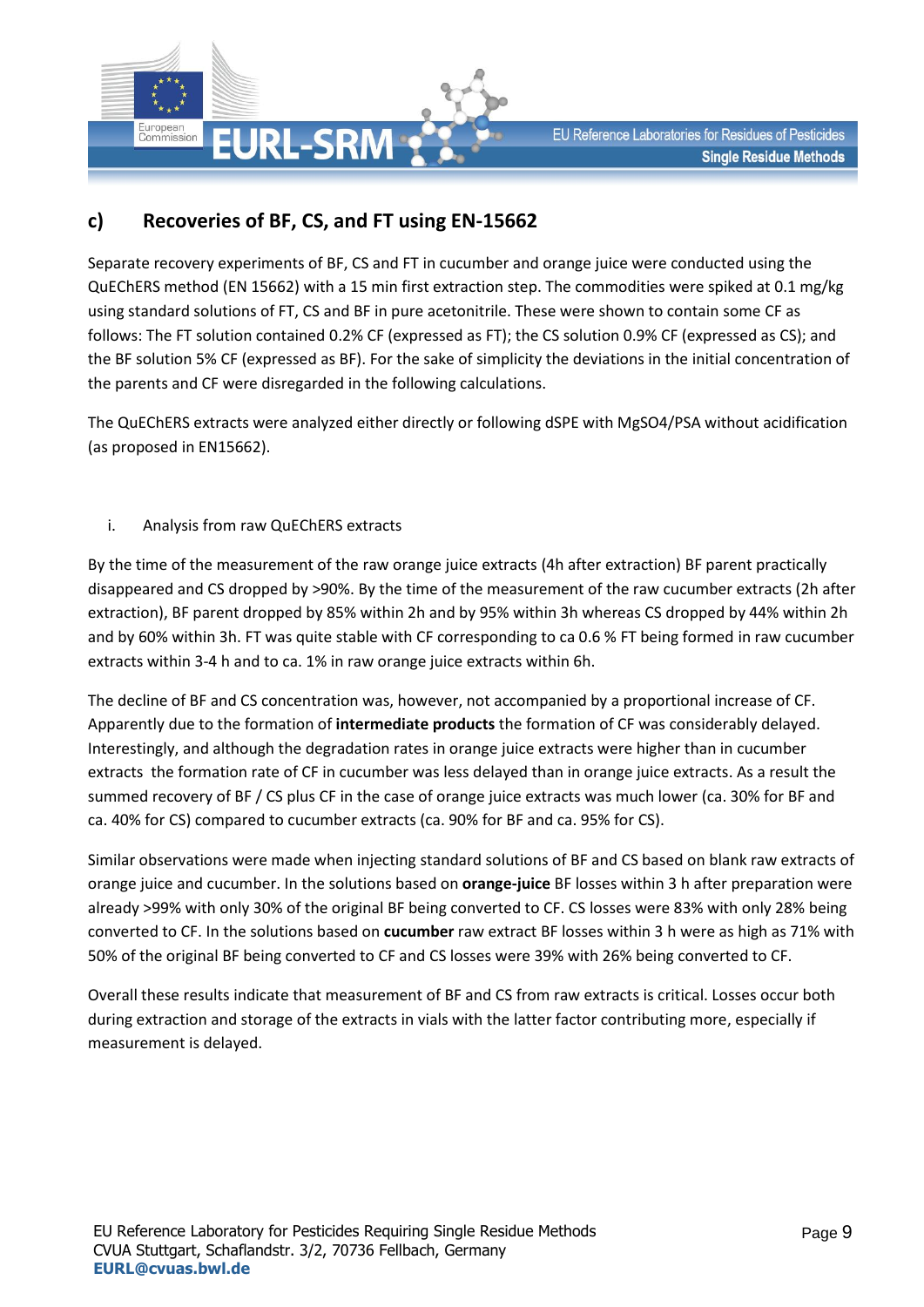## c) Recoveries of BF, CS, and FT using EN-15662

Separate recovery experiments of BF, CS and FT in cucumber and orange juice were conducted using the QuEChERS method (EN 15662) with a 15 min first extraction step. The commodities were spiked at 0.1 mg/kg using standard solutions of FT, CS and BF in pure acetonitrile. These were shown to contain some CF as follows: The FT solution contained 0.2% CF (expressed as FT); the CS solution 0.9% CF (expressed as CS); and the BF solution 5% CF (expressed as BF). For the sake of simplicity the deviations in the initial concentration of the parents and CF were disregarded in the following calculations.

The QuEChERS extracts were analyzed either directly or following dSPE with $MgSO_4$/PSA without acidification (as proposed in EN15662).

i. Analysis from raw QuEChERS extracts

By the time of the measurement of the raw orange juice extracts (4h after extraction) BF parent practically disappeared and CS dropped by >90%. By the time of the measurement of the raw cucumber extracts (2h after extraction), BF parent dropped by 85% within 2h and by 95% within 3h whereas CS dropped by 44% within 2h and by 60% within 3h. FT was quite stable with CF corresponding to ca 0.6 % FT being formed in raw cucumber extracts within 3-4 h and to ca. 1% in raw orange juice extracts within 6h.

The decline of BF and CS concentration was, however, not accompanied by a proportional increase of CF. Apparently due to the formation of **intermediate products** the formation of CF was considerably delayed. Interestingly, and although the degradation rates in orange juice extracts were higher than in cucumber extracts the formation rate of CF in cucumber was less delayed than in orange juice extracts. As a result the summed recovery of BF / CS plus CF in the case of orange juice extracts was much lower (ca. 30% for BF and ca. 40% for CS) compared to cucumber extracts (ca. 90% for BF and ca. 95% for CS).

Similar observations were made when injecting standard solutions of BF and CS based on blank raw extracts of orange juice and cucumber. In the solutions based on **orange-juice** BF losses within 3 h after preparation were already >99% with only 30% of the original BF being converted to CF. CS losses were 83% with only 28% being converted to CF. In the solutions based on **cucumber** raw extract BF losses within 3 h were as high as 71% with 50% of the original BF being converted to CF and CS losses were 39% with 26% being converted to CF.

Overall these results indicate that measurement of BF and CS from raw extracts is critical. Losses occur both during extraction and storage of the extracts in vials with the latter factor contributing more, especially if measurement is delayed.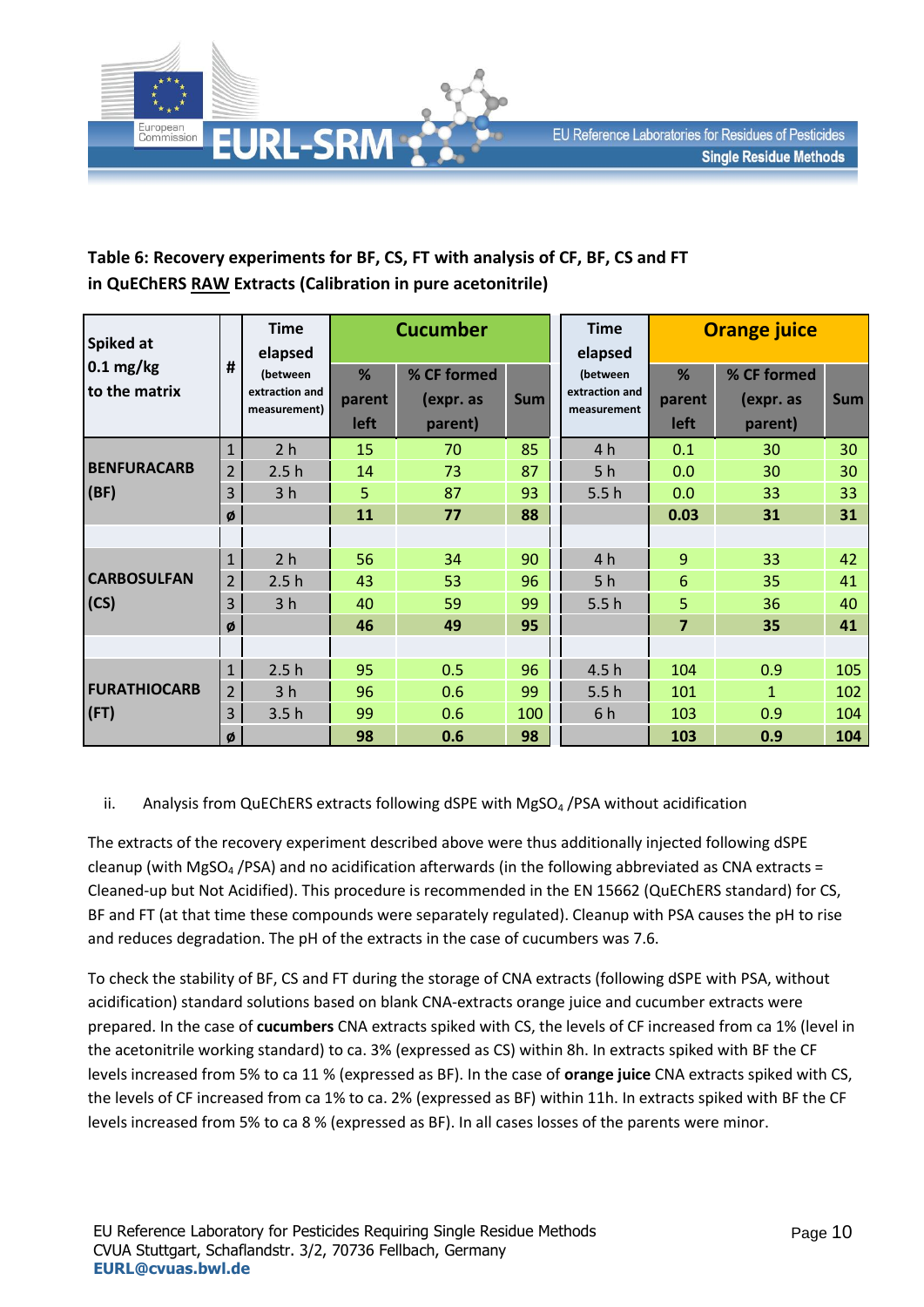**Table 6: Recovery experiments for BF, CS, FT with analysis of CF, BF, CS and FT in QuEChERS RAW Extracts (Calibration in pure acetonitrile)**

| Spiked at 0.1 mg/kg to the matrix | # | Time elapsed (between extraction and measurement) | Cucumber | | | Time elapsed (between extraction and measurement | Orange juice | | |
|---|---|---|---|---|---|---|---|---|---|
| | | | % parent left | % CF formed (expr. as parent) | Sum | | % parent left | % CF formed (expr. as parent) | Sum |
| BENFURACARB (BF) | 1 | 2 h | 15 | 70 | 85 | 4 h | 0.1 | 30 | 30 |
| | 2 | 2.5 h | 14 | 73 | 87 | 5 h | 0.0 | 30 | 30 |
| | 3 | 3 h | 5 | 87 | 93 | 5.5 h | 0.0 | 33 | 33 |
| | ø | | **11** | **77** | **88** | | **0.03** | **31** | **31** |
| | | | | | | | | | |
| CARBOSULFAN (CS) | 1 | 2 h | 56 | 34 | 90 | 4 h | 9 | 33 | 42 |
| | 2 | 2.5 h | 43 | 53 | 96 | 5 h | 6 | 35 | 41 |
| | 3 | 3 h | 40 | 59 | 99 | 5.5 h | 5 | 36 | 40 |
| | ø | | **46** | **49** | **95** | | **7** | **35** | **41** |
| | | | | | | | | | |
| FURATHIOCARB (FT) | 1 | 2.5 h | 95 | 0.5 | 96 | 4.5 h | 104 | 0.9 | 105 |
| | 2 | 3 h | 96 | 0.6 | 99 | 5.5 h | 101 | 1 | 102 |
| | 3 | 3.5 h | 99 | 0.6 | 100 | 6 h | 103 | 0.9 | 104 |
| | ø | | **98** | **0.6** | **98** | | **103** | **0.9** | **104** |

ii. Analysis from QuEChERS extracts following dSPE with $MgSO_4$ /PSA without acidification

The extracts of the recovery experiment described above were thus additionally injected following dSPE cleanup (with $MgSO_4$ /PSA) and no acidification afterwards (in the following abbreviated as CNA extracts = Cleaned-up but Not Acidified). This procedure is recommended in the EN 15662 (QuEChERS standard) for CS, BF and FT (at that time these compounds were separately regulated). Cleanup with PSA causes the pH to rise and reduces degradation. The pH of the extracts in the case of cucumbers was 7.6.

To check the stability of BF, CS and FT during the storage of CNA extracts (following dSPE with PSA, without acidification) standard solutions based on blank CNA-extracts orange juice and cucumber extracts were prepared. In the case of **cucumbers** CNA extracts spiked with CS, the levels of CF increased from ca 1% (level in the acetonitrile working standard) to ca. 3% (expressed as CS) within 8h. In extracts spiked with BF the CF levels increased from 5% to ca 11 % (expressed as BF). In the case of **orange juice** CNA extracts spiked with CS, the levels of CF increased from ca 1% to ca. 2% (expressed as BF) within 11h. In extracts spiked with BF the CF levels increased from 5% to ca 8 % (expressed as BF). In all cases losses of the parents were minor.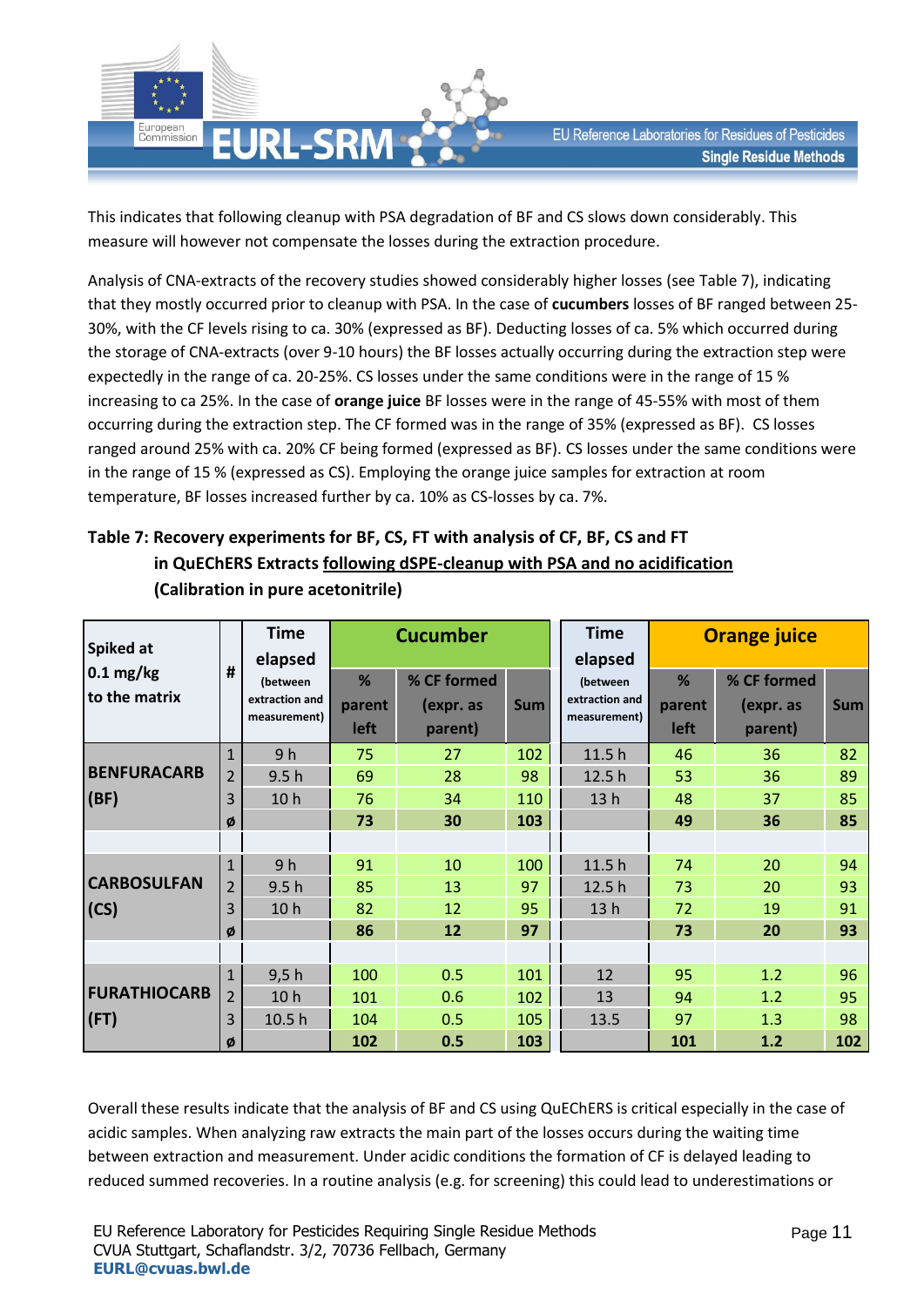This indicates that following cleanup with PSA degradation of BF and CS slows down considerably. This measure will however not compensate the losses during the extraction procedure.

Analysis of CNA-extracts of the recovery studies showed considerably higher losses (see Table 7), indicating that they mostly occurred prior to cleanup with PSA. In the case of **cucumbers** losses of BF ranged between 25-30%, with the CF levels rising to ca. 30% (expressed as BF). Deducting losses of ca. 5% which occurred during the storage of CNA-extracts (over 9-10 hours) the BF losses actually occurring during the extraction step were expectedly in the range of ca. 20-25%. CS losses under the same conditions were in the range of 15 % increasing to ca 25%. In the case of **orange juice** BF losses were in the range of 45-55% with most of them occurring during the extraction step. The CF formed was in the range of 35% (expressed as BF). CS losses ranged around 25% with ca. 20% CF being formed (expressed as BF). CS losses under the same conditions were in the range of 15 % (expressed as CS). Employing the orange juice samples for extraction at room temperature, BF losses increased further by ca. 10% as CS-losses by ca. 7%.

**Table 7: Recovery experiments for BF, CS, FT with analysis of CF, BF, CS and FT in QuEChERS Extracts following dSPE-cleanup with PSA and no acidification (Calibration in pure acetonitrile)**

| Spiked at 0.1 mg/kg to the matrix | # | Time elapsed (between extraction and measurement) | Cucumber | | | Time elapsed (between extraction and measurement) | Orange juice | | |
|---|---|---|---|---|---|---|---|---|---|
| | | | % parent left | % CF formed (expr. as parent) | Sum | | % parent left | % CF formed (expr. as parent) | Sum |
| **BENFURACARB (BF)** | 1 | 9 h | 75 | 27 | 102 | 11.5 h | 46 | 36 | 82 |
| | 2 | 9.5 h | 69 | 28 | 98 | 12.5 h | 53 | 36 | 89 |
| | 3 | 10 h | 76 | 34 | 110 | 13 h | 48 | 37 | 85 |
| | ø | | **73** | **30** | **103** | | **49** | **36** | **85** |
| | | | | | | | | | |
| **CARBOSULFAN (CS)** | 1 | 9 h | 91 | 10 | 100 | 11.5 h | 74 | 20 | 94 |
| | 2 | 9.5 h | 85 | 13 | 97 | 12.5 h | 73 | 20 | 93 |
| | 3 | 10 h | 82 | 12 | 95 | 13 h | 72 | 19 | 91 |
| | ø | | **86** | **12** | **97** | | **73** | **20** | **93** |
| | | | | | | | | | |
| **FURATHIOCARB (FT)** | 1 | 9,5 h | 100 | 0.5 | 101 | 12 | 95 | 1.2 | 96 |
| | 2 | 10 h | 101 | 0.6 | 102 | 13 | 94 | 1.2 | 95 |
| | 3 | 10.5 h | 104 | 0.5 | 105 | 13.5 | 97 | 1.3 | 98 |
| | ø | | **102** | **0.5** | **103** | | **101** | **1.2** | **102** |

Overall these results indicate that the analysis of BF and CS using QuEChERS is critical especially in the case of acidic samples. When analyzing raw extracts the main part of the losses occurs during the waiting time between extraction and measurement. Under acidic conditions the formation of CF is delayed leading to reduced summed recoveries. In a routine analysis (e.g. for screening) this could lead to underestimations or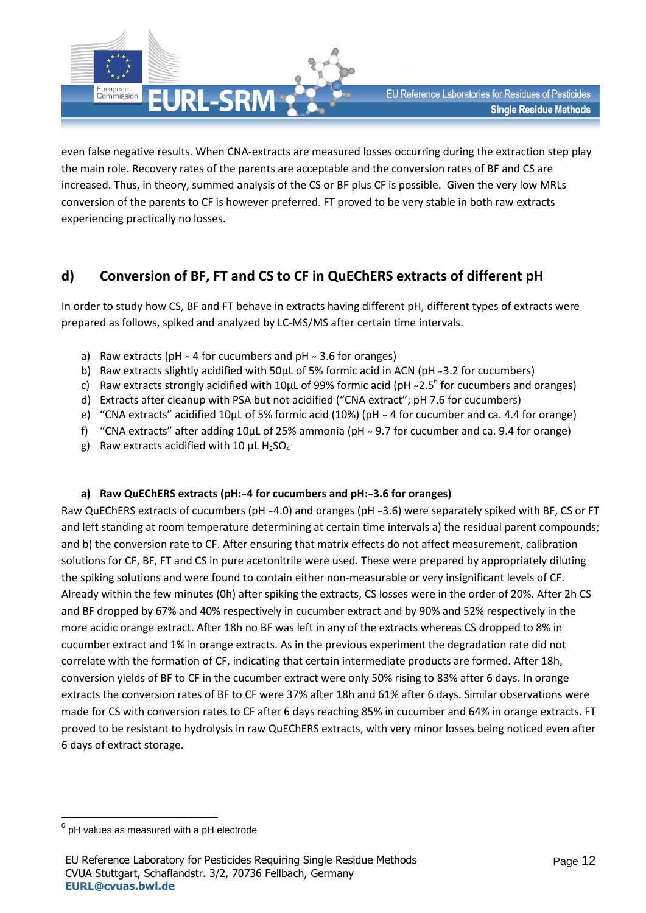even false negative results. When CNA-extracts are measured losses occurring during the extraction step play the main role. Recovery rates of the parents are acceptable and the conversion rates of BF and CS are increased. Thus, in theory, summed analysis of the CS or BF plus CF is possible. Given the very low MRLs conversion of the parents to CF is however preferred. FT proved to be very stable in both raw extracts experiencing practically no losses.

## d) Conversion of BF, FT and CS to CF in QuEChERS extracts of different pH

In order to study how CS, BF and FT behave in extracts having different pH, different types of extracts were prepared as follows, spiked and analyzed by LC-MS/MS after certain time intervals.

a) Raw extracts (pH ~ 4 for cucumbers and pH ~ 3.6 for oranges)
b) Raw extracts slightly acidified with 50µL of 5% formic acid in ACN (pH ~3.2 for cucumbers)
c) Raw extracts strongly acidified with 10µL of 99% formic acid (pH ~2.5[6] for cucumbers and oranges)
d) Extracts after cleanup with PSA but not acidified ("CNA extract"; pH 7.6 for cucumbers)
e) "CNA extracts" acidified 10µL of 5% formic acid (10%) (pH ~ 4 for cucumber and ca. 4.4 for orange)
f) "CNA extracts" after adding 10µL of 25% ammonia (pH ~ 9.7 for cucumber and ca. 9.4 for orange)
g) Raw extracts acidified with 10 µL $H_2SO_4$

### a) Raw QuEChERS extracts (pH:~4 for cucumbers and pH:~3.6 for oranges)

Raw QuEChERS extracts of cucumbers (pH ~4.0) and oranges (pH ~3.6) were separately spiked with BF, CS or FT and left standing at room temperature determining at certain time intervals a) the residual parent compounds; and b) the conversion rate to CF. After ensuring that matrix effects do not affect measurement, calibration solutions for CF, BF, FT and CS in pure acetonitrile were used. These were prepared by appropriately diluting the spiking solutions and were found to contain either non-measurable or very insignificant levels of CF. Already within the few minutes (0h) after spiking the extracts, CS losses were in the order of 20%. After 2h CS and BF dropped by 67% and 40% respectively in cucumber extract and by 90% and 52% respectively in the more acidic orange extract. After 18h no BF was left in any of the extracts whereas CS dropped to 8% in cucumber extract and 1% in orange extracts. As in the previous experiment the degradation rate did not correlate with the formation of CF, indicating that certain intermediate products are formed. After 18h, conversion yields of BF to CF in the cucumber extract were only 50% rising to 83% after 6 days. In orange extracts the conversion rates of BF to CF were 37% after 18h and 61% after 6 days. Similar observations were made for CS with conversion rates to CF after 6 days reaching 85% in cucumber and 64% in orange extracts. FT proved to be resistant to hydrolysis in raw QuEChERS extracts, with very minor losses being noticed even after 6 days of extract storage.

---

[6] pH values as measured with a pH electrode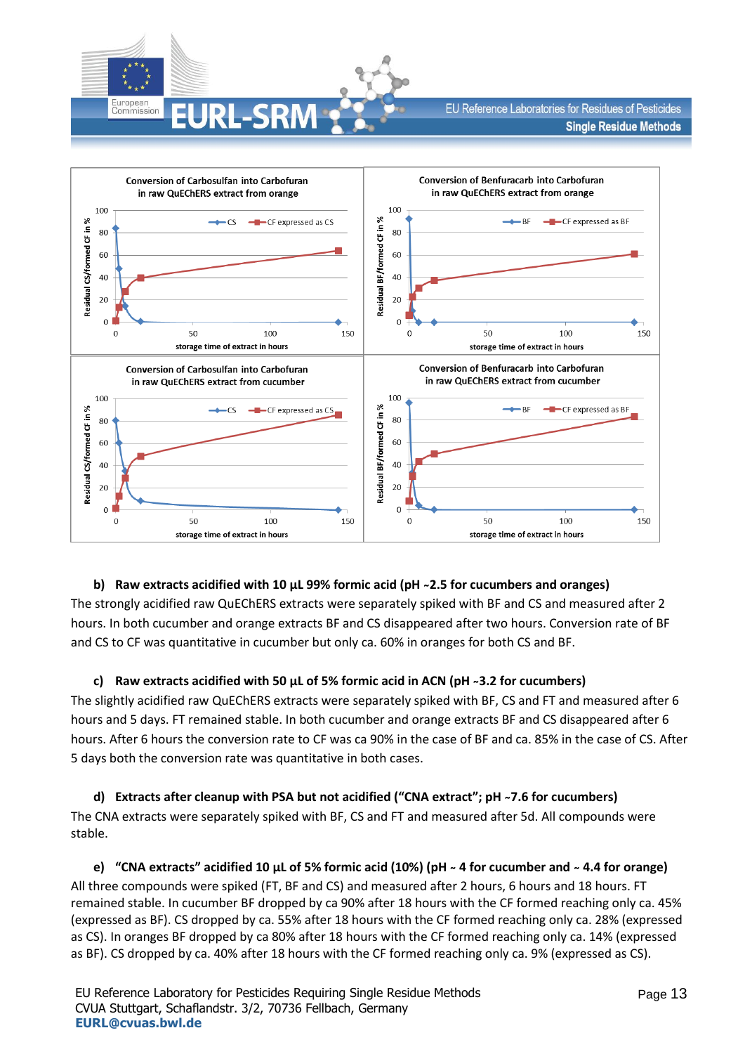**b) Raw extracts acidified with 10 µL 99% formic acid (pH ~2.5 for cucumbers and oranges)**

The strongly acidified raw QuEChERS extracts were separately spiked with BF and CS and measured after 2 hours. In both cucumber and orange extracts BF and CS disappeared after two hours. Conversion rate of BF and CS to CF was quantitative in cucumber but only ca. 60% in oranges for both CS and BF.

**c) Raw extracts acidified with 50 µL of 5% formic acid in ACN (pH ~3.2 for cucumbers)**

The slightly acidified raw QuEChERS extracts were separately spiked with BF, CS and FT and measured after 6 hours and 5 days. FT remained stable. In both cucumber and orange extracts BF and CS disappeared after 6 hours. After 6 hours the conversion rate to CF was ca 90% in the case of BF and ca. 85% in the case of CS. After 5 days both the conversion rate was quantitative in both cases.

**d) Extracts after cleanup with PSA but not acidified ("CNA extract"; pH ~7.6 for cucumbers)**

The CNA extracts were separately spiked with BF, CS and FT and measured after 5d. All compounds were stable.

**e) "CNA extracts" acidified 10 µL of 5% formic acid (10%) (pH ~ 4 for cucumber and ~ 4.4 for orange)**

All three compounds were spiked (FT, BF and CS) and measured after 2 hours, 6 hours and 18 hours. FT remained stable. In cucumber BF dropped by ca 90% after 18 hours with the CF formed reaching only ca. 45% (expressed as BF). CS dropped by ca. 55% after 18 hours with the CF formed reaching only ca. 28% (expressed as CS). In oranges BF dropped by ca 80% after 18 hours with the CF formed reaching only ca. 14% (expressed as BF). CS dropped by ca. 40% after 18 hours with the CF formed reaching only ca. 9% (expressed as CS).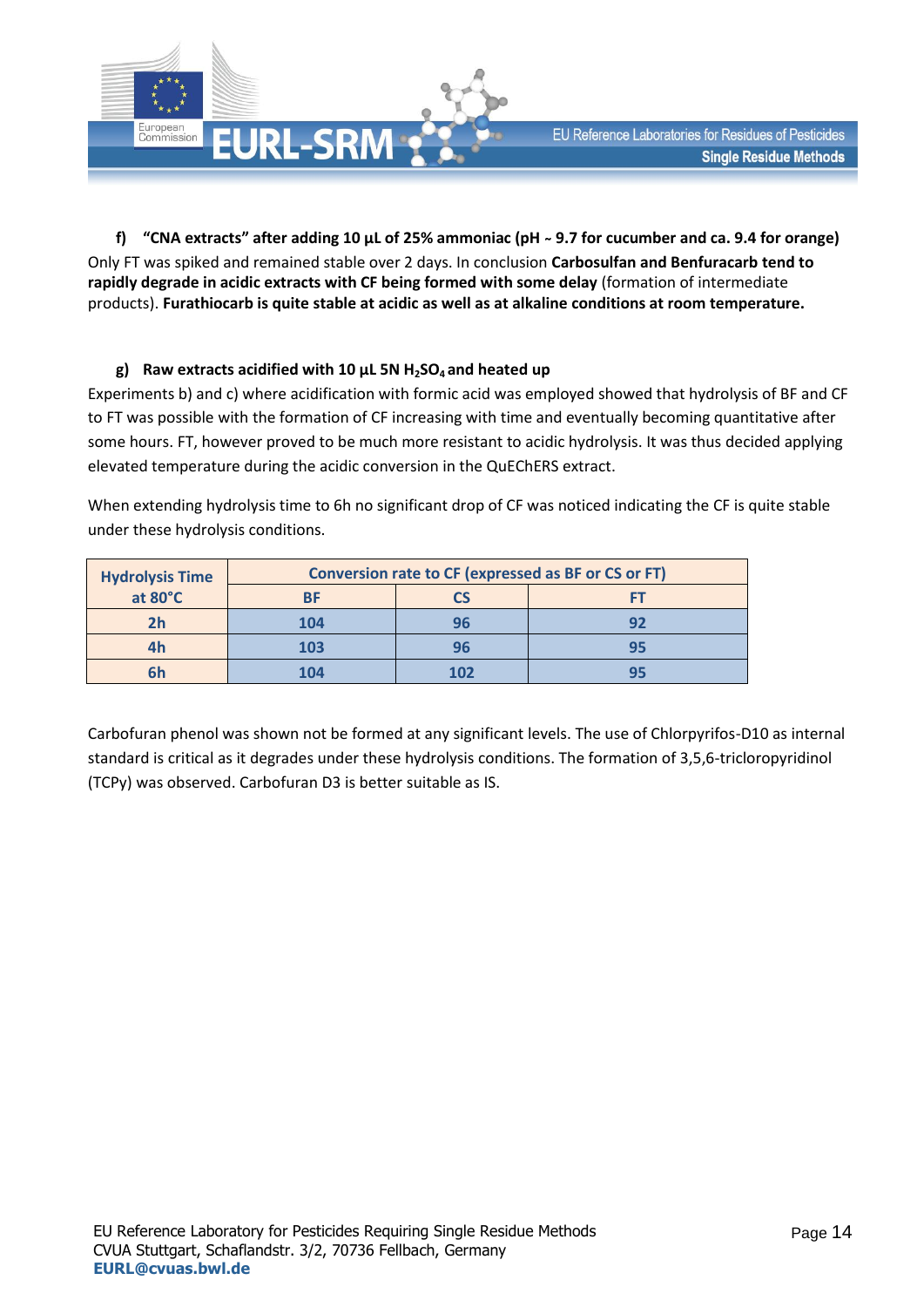**f) "CNA extracts" after adding 10 µL of 25% ammoniac (pH ~ 9.7 for cucumber and ca. 9.4 for orange)**

Only FT was spiked and remained stable over 2 days. In conclusion **Carbosulfan and Benfuracarb tend to rapidly degrade in acidic extracts with CF being formed with some delay** (formation of intermediate products). **Furathiocarb is quite stable at acidic as well as at alkaline conditions at room temperature.**

**g) Raw extracts acidified with 10 µL 5N $H_2SO_4$ and heated up**

Experiments b) and c) where acidification with formic acid was employed showed that hydrolysis of BF and CF to FT was possible with the formation of CF increasing with time and eventually becoming quantitative after some hours. FT, however proved to be much more resistant to acidic hydrolysis. It was thus decided applying elevated temperature during the acidic conversion in the QuEChERS extract.

When extending hydrolysis time to 6h no significant drop of CF was noticed indicating the CF is quite stable under these hydrolysis conditions.

| Hydrolysis Time at 80°C | Conversion rate to CF (expressed as BF or CS or FT) | | |
|---|---|---|---|
| | BF | CS | FT |
| 2h | 104 | 96 | 92 |
| 4h | 103 | 96 | 95 |
| 6h | 104 | 102 | 95 |

Carbofuran phenol was shown not be formed at any significant levels. The use of Chlorpyrifos-D10 as internal standard is critical as it degrades under these hydrolysis conditions. The formation of 3,5,6-tricloropyridinol (TCPy) was observed. Carbofuran D3 is better suitable as IS.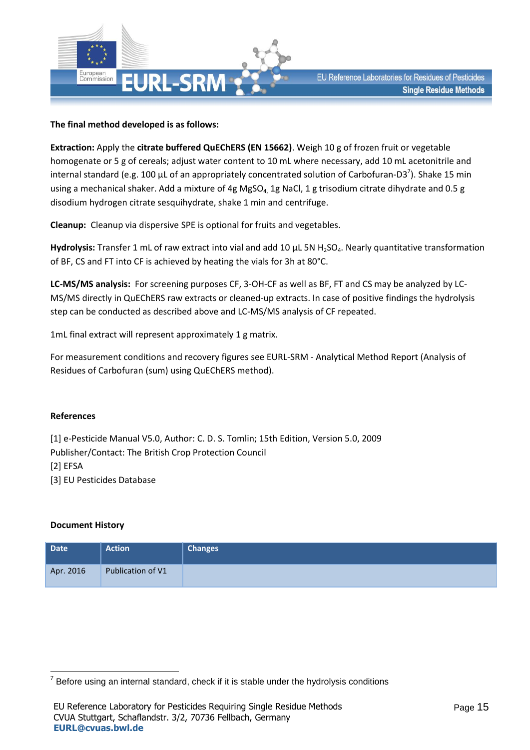**The final method developed is as follows:**

**Extraction:** Apply the **citrate buffered QuEChERS (EN 15662)**. Weigh 10 g of frozen fruit or vegetable homogenate or 5 g of cereals; adjust water content to 10 mL where necessary, add 10 mL acetonitrile and internal standard (e.g. 100 µL of an appropriately concentrated solution of Carbofuran-D3[7]). Shake 15 min using a mechanical shaker. Add a mixture of 4g $MgSO_4$, 1g NaCl, 1 g trisodium citrate dihydrate and 0.5 g disodium hydrogen citrate sesquihydrate, shake 1 min and centrifuge.

**Cleanup:** Cleanup via dispersive SPE is optional for fruits and vegetables.

**Hydrolysis:** Transfer 1 mL of raw extract into vial and add 10 µL 5N $H_2SO_4$. Nearly quantitative transformation of BF, CS and FT into CF is achieved by heating the vials for 3h at 80°C.

**LC-MS/MS analysis:** For screening purposes CF, 3-OH-CF as well as BF, FT and CS may be analyzed by LC-MS/MS directly in QuEChERS raw extracts or cleaned-up extracts. In case of positive findings the hydrolysis step can be conducted as described above and LC-MS/MS analysis of CF repeated.

1mL final extract will represent approximately 1 g matrix.

For measurement conditions and recovery figures see EURL-SRM - Analytical Method Report (Analysis of Residues of Carbofuran (sum) using QuEChERS method).

## References

[1] e-Pesticide Manual V5.0, Author: C. D. S. Tomlin; 15th Edition, Version 5.0, 2009
Publisher/Contact: The British Crop Protection Council
[2] EFSA
[3] EU Pesticides Database

## Document History

| Date | Action | Changes |
|---|---|---|
| Apr. 2016 | Publication of V1 | |

[7] Before using an internal standard, check if it is stable under the hydrolysis conditions

EU Reference Laboratory for Pesticides Requiring Single Residue Methods
CVUA Stuttgart, Schaflandstr. 3/2, 70736 Fellbach, Germany
**EURL@cvuas.bwl.de**